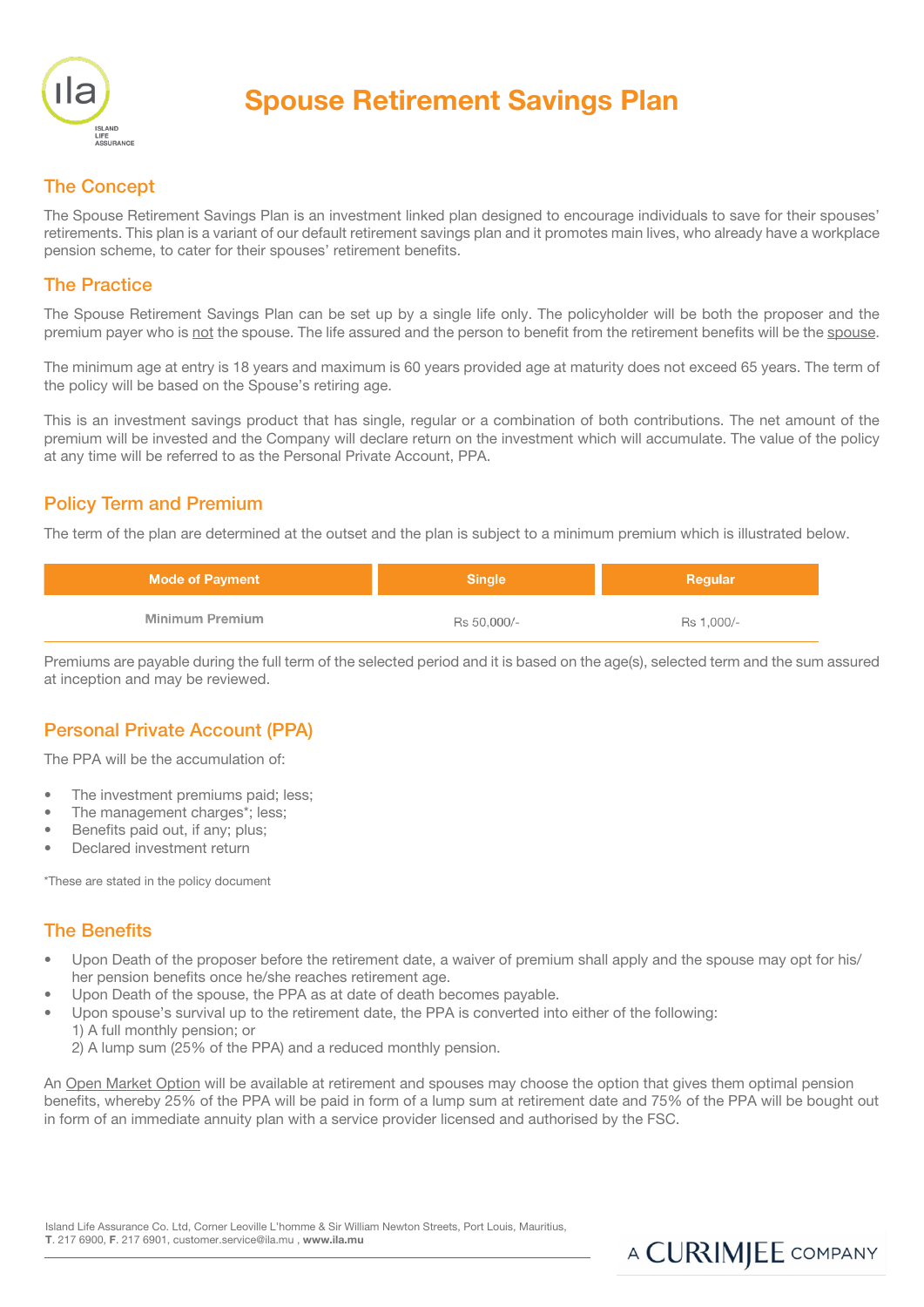# Spouse Retirement Savings Plan

## The Concept

The Spouse Retirement Savings Plan is an investment linked plan designed to encourage individuals to save for their spouses' retirements. This plan is a variant of our default retirement savings plan and it promotes main lives, who already have a workplace pension scheme, to cater for their spouses' retirement benefits.

## The Practice

The Spouse Retirement Savings Plan can be set up by a single life only. The policyholder will be both the proposer and the premium payer who is not the spouse. The life assured and the person to benefit from the retirement benefits will be the spouse.

The minimum age at entry is 18 years and maximum is 60 years provided age at maturity does not exceed 65 years. The term of the policy will be based on the Spouse's retiring age.

This is an investment savings product that has single, regular or a combination of both contributions. The net amount of the premium will be invested and the Company will declare return on the investment which will accumulate. The value of the policy at any time will be referred to as the Personal Private Account, PPA.

## Policy Term and Premium

The term of the plan are determined at the outset and the plan is subject to a minimum premium which is illustrated below.

| Mode of Payment | Single | Regular |
|---|---|---|
| Minimum Premium | Rs 50,000/- | Rs 1,000/- |

Premiums are payable during the full term of the selected period and it is based on the age(s), selected term and the sum assured at inception and may be reviewed.

## Personal Private Account (PPA)

The PPA will be the accumulation of:

- The investment premiums paid; less;
- The management charges*; less;
- Benefits paid out, if any; plus;
- Declared investment return

*These are stated in the policy document

## The Benefits

- Upon Death of the proposer before the retirement date, a waiver of premium shall apply and the spouse may opt for his/her pension benefits once he/she reaches retirement age.
- Upon Death of the spouse, the PPA as at date of death becomes payable.
- Upon spouse's survival up to the retirement date, the PPA is converted into either of the following:
  1) A full monthly pension; or
  2) A lump sum (25% of the PPA) and a reduced monthly pension.

An Open Market Option will be available at retirement and spouses may choose the option that gives them optimal pension benefits, whereby 25% of the PPA will be paid in form of a lump sum at retirement date and 75% of the PPA will be bought out in form of an immediate annuity plan with a service provider licensed and authorised by the FSC.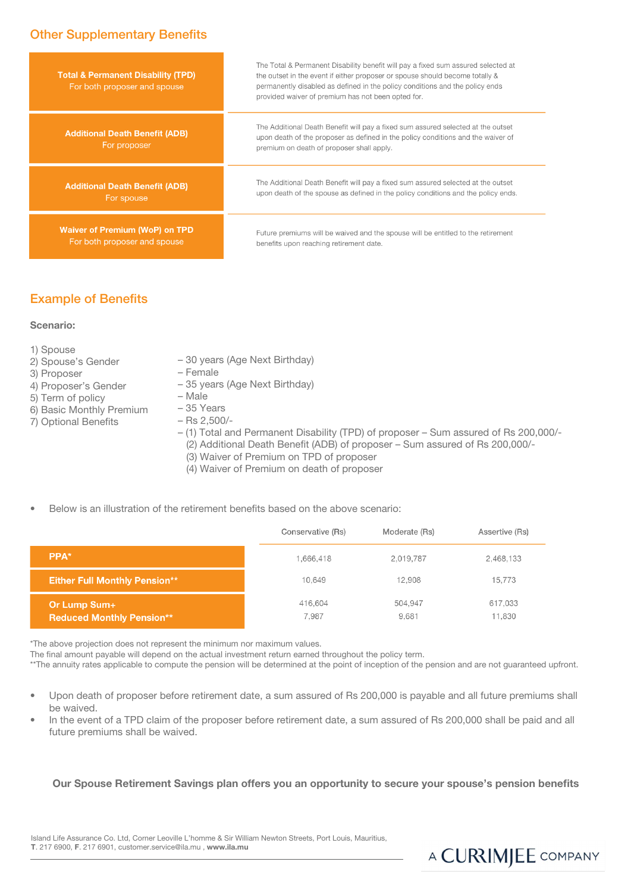## Other Supplementary Benefits

| | |
|---|---|
| **Total & Permanent Disability (TPD)** For both proposer and spouse | The Total & Permanent Disability benefit will pay a fixed sum assured selected at the outset in the event if either proposer or spouse should become totally & permanently disabled as defined in the policy conditions and the policy ends provided waiver of premium has not been opted for. |
| **Additional Death Benefit (ADB)** For proposer | The Additional Death Benefit will pay a fixed sum assured selected at the outset upon death of the proposer as defined in the policy conditions and the waiver of premium on death of proposer shall apply. |
| **Additional Death Benefit (ADB)** For spouse | The Additional Death Benefit will pay a fixed sum assured selected at the outset upon death of the spouse as defined in the policy conditions and the policy ends. |
| **Waiver of Premium (WoP) on TPD** For both proposer and spouse | Future premiums will be waived and the spouse will be entitled to the retirement benefits upon reaching retirement date. |

## Example of Benefits

**Scenario:**

1) Spouse – 30 years (Age Next Birthday)
2) Spouse's Gender – Female
3) Proposer – 35 years (Age Next Birthday)
4) Proposer's Gender – Male
5) Term of policy – 35 Years
6) Basic Monthly Premium – Rs 2,500/-
7) Optional Benefits – (1) Total and Permanent Disability (TPD) of proposer – Sum assured of Rs 200,000/-
   (2) Additional Death Benefit (ADB) of proposer – Sum assured of Rs 200,000/-
   (3) Waiver of Premium on TPD of proposer
   (4) Waiver of Premium on death of proposer

- Below is an illustration of the retirement benefits based on the above scenario:

| | Conservative (Rs) | Moderate (Rs) | Assertive (Rs) |
|---|---|---|---|
| **PPA*** | 1,666,418 | 2,019,787 | 2,468,133 |
| **Either Full Monthly Pension**** | 10,649 | 12,908 | 15,773 |
| **Or Lump Sum+** | 416,604 | 504,947 | 617,033 |
| **Reduced Monthly Pension**** | 7,987 | 9,681 | 11,830 |

*The above projection does not represent the minimum nor maximum values.
The final amount payable will depend on the actual investment return earned throughout the policy term.
**The annuity rates applicable to compute the pension will be determined at the point of inception of the pension and are not guaranteed upfront.

- Upon death of proposer before retirement date, a sum assured of Rs 200,000 is payable and all future premiums shall be waived.
- In the event of a TPD claim of the proposer before retirement date, a sum assured of Rs 200,000 shall be paid and all future premiums shall be waived.

**Our Spouse Retirement Savings plan offers you an opportunity to secure your spouse's pension benefits**

Island Life Assurance Co. Ltd, Corner Leoville L'homme & Sir William Newton Streets, Port Louis, Mauritius,
**T**. 217 6900, **F**. 217 6901, customer.service@ila.mu , **www.ila.mu**

A CURRIMJEE COMPANY